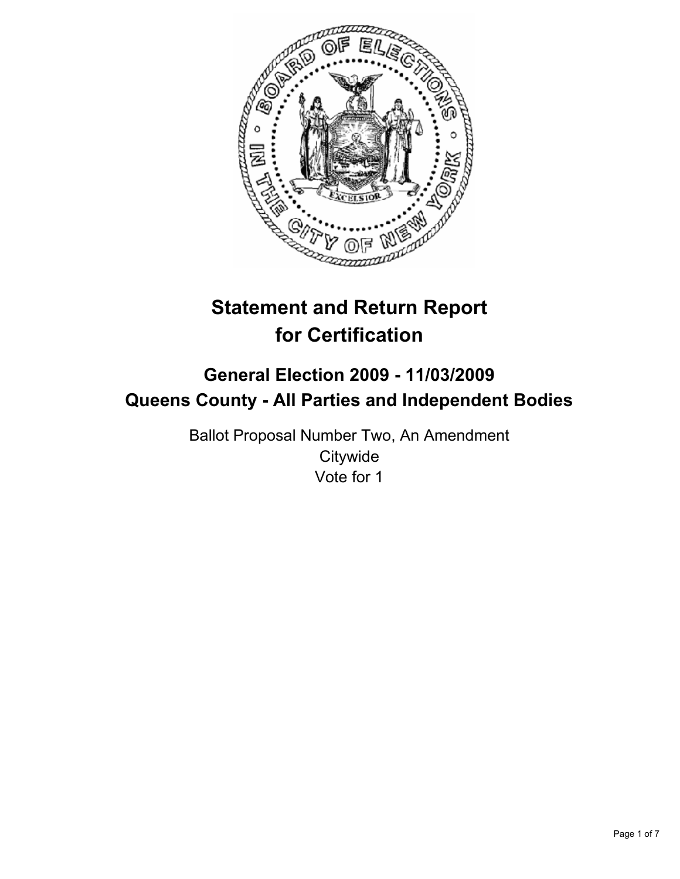# Statement and Return Report for Certification

## General Election 2009 - 11/03/2009
## Queens County - All Parties and Independent Bodies

Ballot Proposal Number Two, An Amendment
Citywide
Vote for 1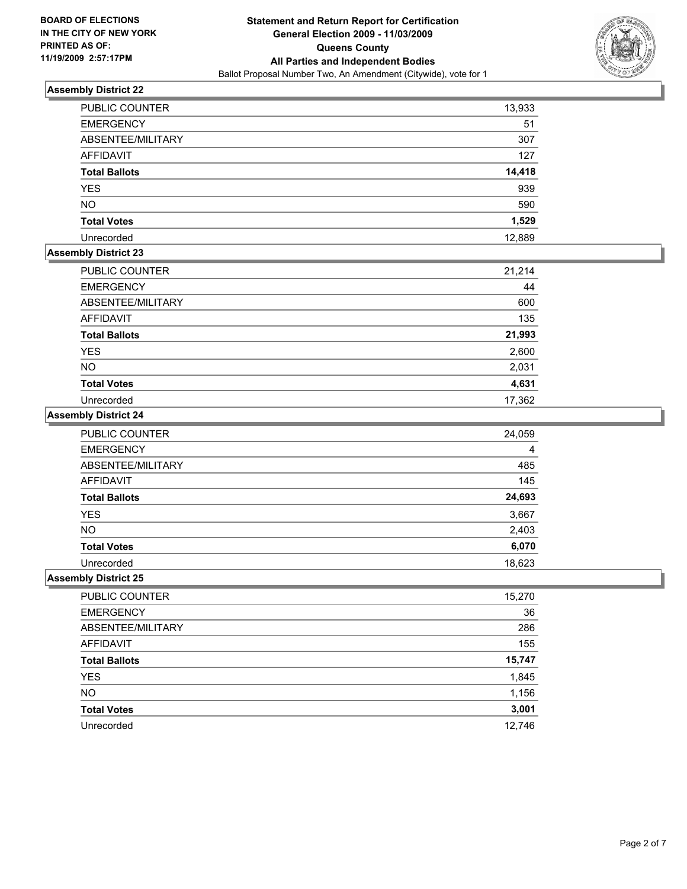**BOARD OF ELECTIONS IN THE CITY OF NEW YORK PRINTED AS OF: 11/19/2009 2:57:17PM**

**Statement and Return Report for Certification General Election 2009 - 11/03/2009 Queens County All Parties and Independent Bodies**

Ballot Proposal Number Two, An Amendment (Citywide), vote for 1

### Assembly District 22

| | |
|---|---|
| PUBLIC COUNTER | 13,933 |
| EMERGENCY | 51 |
| ABSENTEE/MILITARY | 307 |
| AFFIDAVIT | 127 |
| **Total Ballots** | **14,418** |
| YES | 939 |
| NO | 590 |
| **Total Votes** | **1,529** |
| Unrecorded | 12,889 |

### Assembly District 23

| | |
|---|---|
| PUBLIC COUNTER | 21,214 |
| EMERGENCY | 44 |
| ABSENTEE/MILITARY | 600 |
| AFFIDAVIT | 135 |
| **Total Ballots** | **21,993** |
| YES | 2,600 |
| NO | 2,031 |
| **Total Votes** | **4,631** |
| Unrecorded | 17,362 |

### Assembly District 24

| | |
|---|---|
| PUBLIC COUNTER | 24,059 |
| EMERGENCY | 4 |
| ABSENTEE/MILITARY | 485 |
| AFFIDAVIT | 145 |
| **Total Ballots** | **24,693** |
| YES | 3,667 |
| NO | 2,403 |
| **Total Votes** | **6,070** |
| Unrecorded | 18,623 |

### Assembly District 25

| | |
|---|---|
| PUBLIC COUNTER | 15,270 |
| EMERGENCY | 36 |
| ABSENTEE/MILITARY | 286 |
| AFFIDAVIT | 155 |
| **Total Ballots** | **15,747** |
| YES | 1,845 |
| NO | 1,156 |
| **Total Votes** | **3,001** |
| Unrecorded | 12,746 |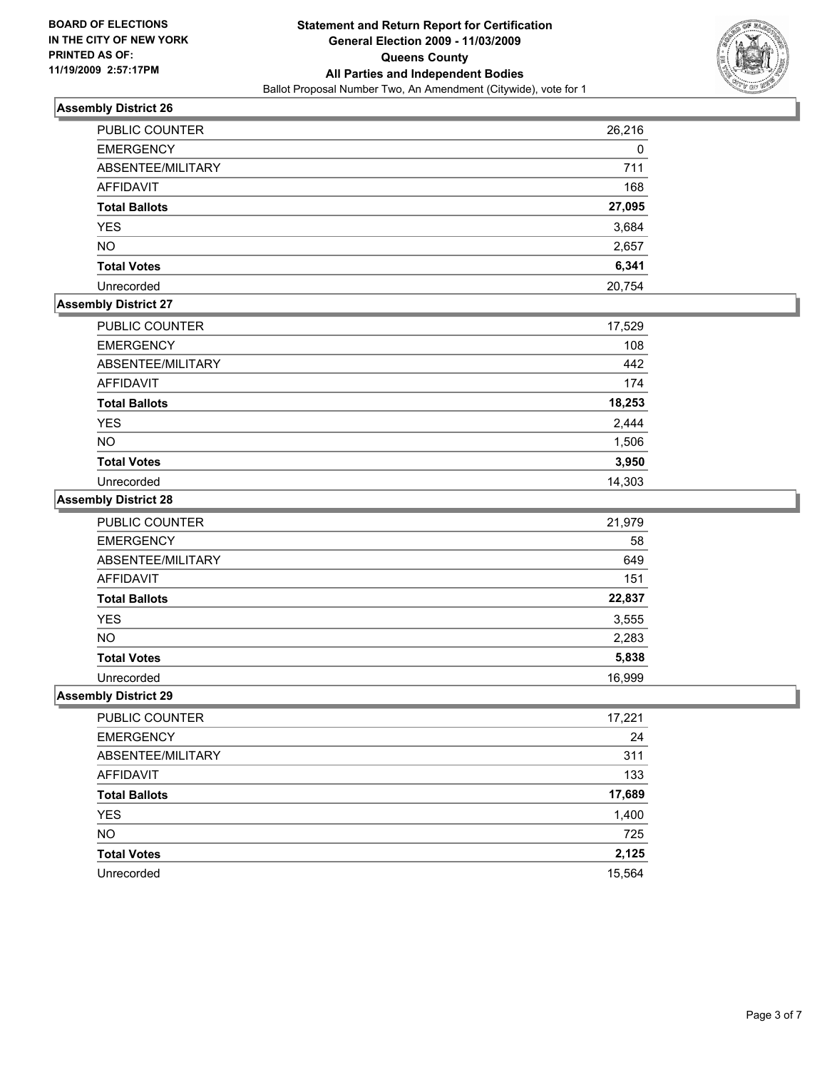**BOARD OF ELECTIONS IN THE CITY OF NEW YORK PRINTED AS OF: 11/19/2009 2:57:17PM**

**Statement and Return Report for Certification**
**General Election 2009 - 11/03/2009**
**Queens County**
**All Parties and Independent Bodies**
Ballot Proposal Number Two, An Amendment (Citywide), vote for 1

## Assembly District 26

| | |
|---|---|
| PUBLIC COUNTER | 26,216 |
| EMERGENCY | 0 |
| ABSENTEE/MILITARY | 711 |
| AFFIDAVIT | 168 |
| **Total Ballots** | **27,095** |
| YES | 3,684 |
| NO | 2,657 |
| **Total Votes** | **6,341** |
| Unrecorded | 20,754 |

## Assembly District 27

| | |
|---|---|
| PUBLIC COUNTER | 17,529 |
| EMERGENCY | 108 |
| ABSENTEE/MILITARY | 442 |
| AFFIDAVIT | 174 |
| **Total Ballots** | **18,253** |
| YES | 2,444 |
| NO | 1,506 |
| **Total Votes** | **3,950** |
| Unrecorded | 14,303 |

## Assembly District 28

| | |
|---|---|
| PUBLIC COUNTER | 21,979 |
| EMERGENCY | 58 |
| ABSENTEE/MILITARY | 649 |
| AFFIDAVIT | 151 |
| **Total Ballots** | **22,837** |
| YES | 3,555 |
| NO | 2,283 |
| **Total Votes** | **5,838** |
| Unrecorded | 16,999 |

## Assembly District 29

| | |
|---|---|
| PUBLIC COUNTER | 17,221 |
| EMERGENCY | 24 |
| ABSENTEE/MILITARY | 311 |
| AFFIDAVIT | 133 |
| **Total Ballots** | **17,689** |
| YES | 1,400 |
| NO | 725 |
| **Total Votes** | **2,125** |
| Unrecorded | 15,564 |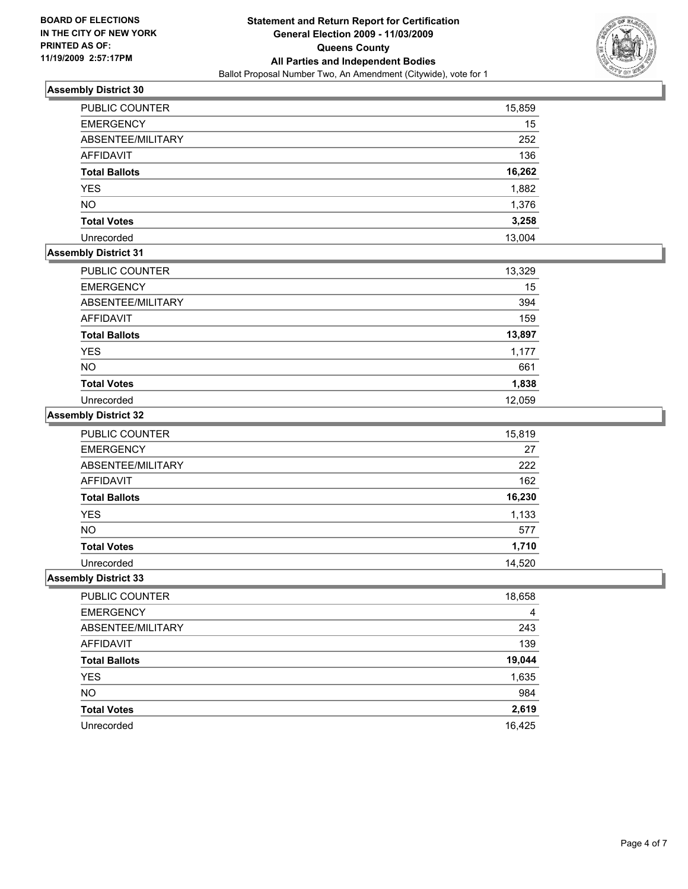**BOARD OF ELECTIONS**
**IN THE CITY OF NEW YORK**
**PRINTED AS OF:**
**11/19/2009 2:57:17PM**

**Statement and Return Report for Certification**
**General Election 2009 - 11/03/2009**
**Queens County**
**All Parties and Independent Bodies**
Ballot Proposal Number Two, An Amendment (Citywide), vote for 1

### Assembly District 30

| | |
|---|---|
| PUBLIC COUNTER | 15,859 |
| EMERGENCY | 15 |
| ABSENTEE/MILITARY | 252 |
| AFFIDAVIT | 136 |
| **Total Ballots** | **16,262** |
| YES | 1,882 |
| NO | 1,376 |
| **Total Votes** | **3,258** |
| Unrecorded | 13,004 |

### Assembly District 31

| | |
|---|---|
| PUBLIC COUNTER | 13,329 |
| EMERGENCY | 15 |
| ABSENTEE/MILITARY | 394 |
| AFFIDAVIT | 159 |
| **Total Ballots** | **13,897** |
| YES | 1,177 |
| NO | 661 |
| **Total Votes** | **1,838** |
| Unrecorded | 12,059 |

### Assembly District 32

| | |
|---|---|
| PUBLIC COUNTER | 15,819 |
| EMERGENCY | 27 |
| ABSENTEE/MILITARY | 222 |
| AFFIDAVIT | 162 |
| **Total Ballots** | **16,230** |
| YES | 1,133 |
| NO | 577 |
| **Total Votes** | **1,710** |
| Unrecorded | 14,520 |

### Assembly District 33

| | |
|---|---|
| PUBLIC COUNTER | 18,658 |
| EMERGENCY | 4 |
| ABSENTEE/MILITARY | 243 |
| AFFIDAVIT | 139 |
| **Total Ballots** | **19,044** |
| YES | 1,635 |
| NO | 984 |
| **Total Votes** | **2,619** |
| Unrecorded | 16,425 |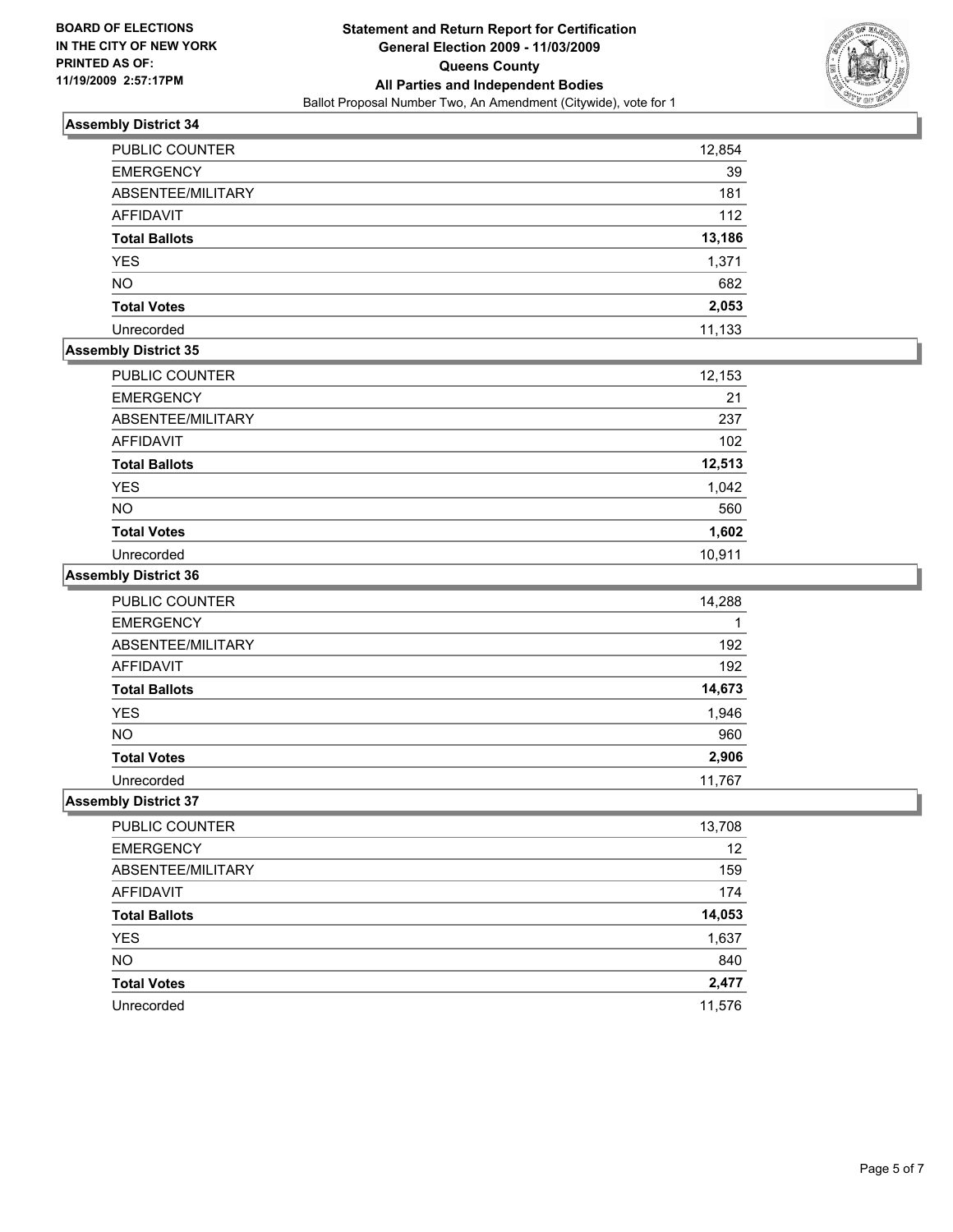**BOARD OF ELECTIONS IN THE CITY OF NEW YORK PRINTED AS OF: 11/19/2009 2:57:17PM**

# Statement and Return Report for Certification
## General Election 2009 - 11/03/2009
## Queens County
## All Parties and Independent Bodies
Ballot Proposal Number Two, An Amendment (Citywide), vote for 1

### Assembly District 34

| | |
|---|---|
| PUBLIC COUNTER | 12,854 |
| EMERGENCY | 39 |
| ABSENTEE/MILITARY | 181 |
| AFFIDAVIT | 112 |
| **Total Ballots** | **13,186** |
| YES | 1,371 |
| NO | 682 |
| **Total Votes** | **2,053** |
| Unrecorded | 11,133 |

### Assembly District 35

| | |
|---|---|
| PUBLIC COUNTER | 12,153 |
| EMERGENCY | 21 |
| ABSENTEE/MILITARY | 237 |
| AFFIDAVIT | 102 |
| **Total Ballots** | **12,513** |
| YES | 1,042 |
| NO | 560 |
| **Total Votes** | **1,602** |
| Unrecorded | 10,911 |

### Assembly District 36

| | |
|---|---|
| PUBLIC COUNTER | 14,288 |
| EMERGENCY | 1 |
| ABSENTEE/MILITARY | 192 |
| AFFIDAVIT | 192 |
| **Total Ballots** | **14,673** |
| YES | 1,946 |
| NO | 960 |
| **Total Votes** | **2,906** |
| Unrecorded | 11,767 |

### Assembly District 37

| | |
|---|---|
| PUBLIC COUNTER | 13,708 |
| EMERGENCY | 12 |
| ABSENTEE/MILITARY | 159 |
| AFFIDAVIT | 174 |
| **Total Ballots** | **14,053** |
| YES | 1,637 |
| NO | 840 |
| **Total Votes** | **2,477** |
| Unrecorded | 11,576 |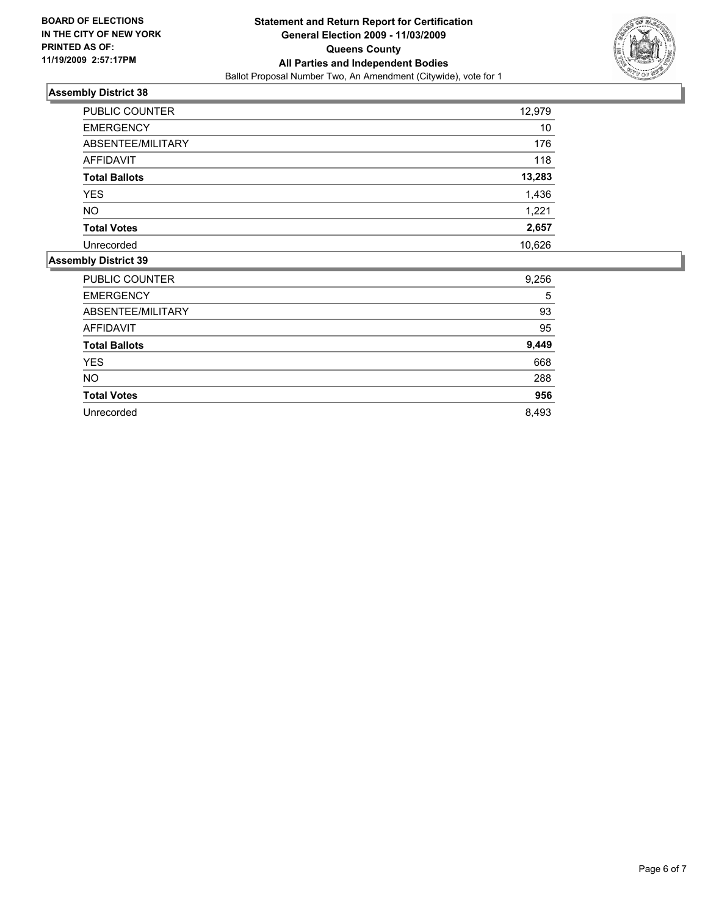**BOARD OF ELECTIONS IN THE CITY OF NEW YORK PRINTED AS OF: 11/19/2009 2:57:17PM**

**Statement and Return Report for Certification**
**General Election 2009 - 11/03/2009**
**Queens County**
**All Parties and Independent Bodies**
Ballot Proposal Number Two, An Amendment (Citywide), vote for 1

## Assembly District 38

| | |
|---|---|
| PUBLIC COUNTER | 12,979 |
| EMERGENCY | 10 |
| ABSENTEE/MILITARY | 176 |
| AFFIDAVIT | 118 |
| **Total Ballots** | **13,283** |
| YES | 1,436 |
| NO | 1,221 |
| **Total Votes** | **2,657** |
| Unrecorded | 10,626 |

## Assembly District 39

| | |
|---|---|
| PUBLIC COUNTER | 9,256 |
| EMERGENCY | 5 |
| ABSENTEE/MILITARY | 93 |
| AFFIDAVIT | 95 |
| **Total Ballots** | **9,449** |
| YES | 668 |
| NO | 288 |
| **Total Votes** | **956** |
| Unrecorded | 8,493 |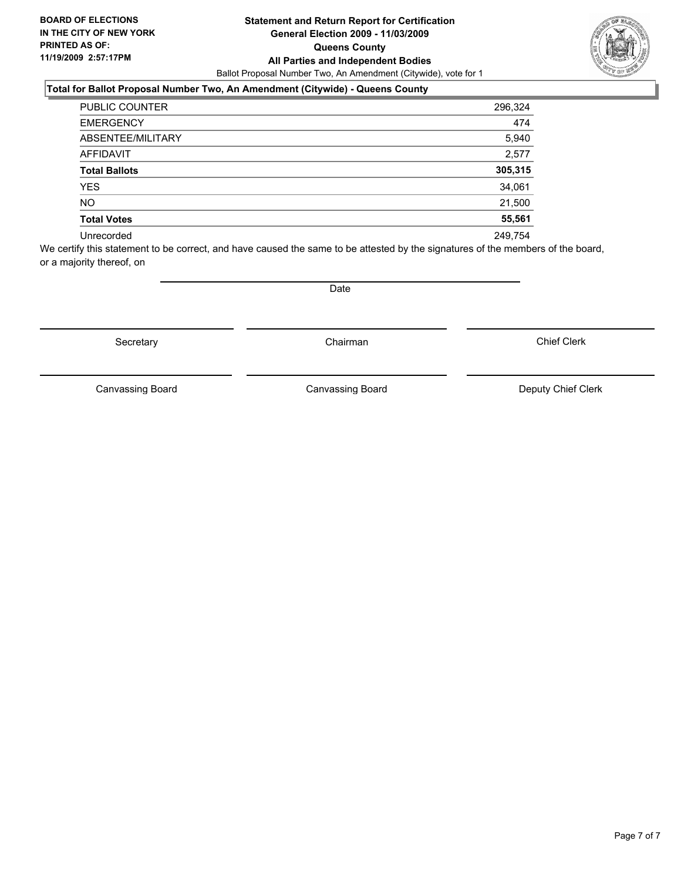**BOARD OF ELECTIONS IN THE CITY OF NEW YORK PRINTED AS OF: 11/19/2009 2:57:17PM**

**Statement and Return Report for Certification**
**General Election 2009 - 11/03/2009**
**Queens County**
**All Parties and Independent Bodies**

Ballot Proposal Number Two, An Amendment (Citywide), vote for 1

**Total for Ballot Proposal Number Two, An Amendment (Citywide) - Queens County**

| | |
|---|---|
| PUBLIC COUNTER | 296,324 |
| EMERGENCY | 474 |
| ABSENTEE/MILITARY | 5,940 |
| AFFIDAVIT | 2,577 |
| **Total Ballots** | **305,315** |
| YES | 34,061 |
| NO | 21,500 |
| **Total Votes** | **55,561** |
| Unrecorded | 249,754 |

We certify this statement to be correct, and have caused the same to be attested by the signatures of the members of the board, or a majority thereof, on

Date

Secretary | Chairman | Chief Clerk

Canvassing Board | Canvassing Board | Deputy Chief Clerk